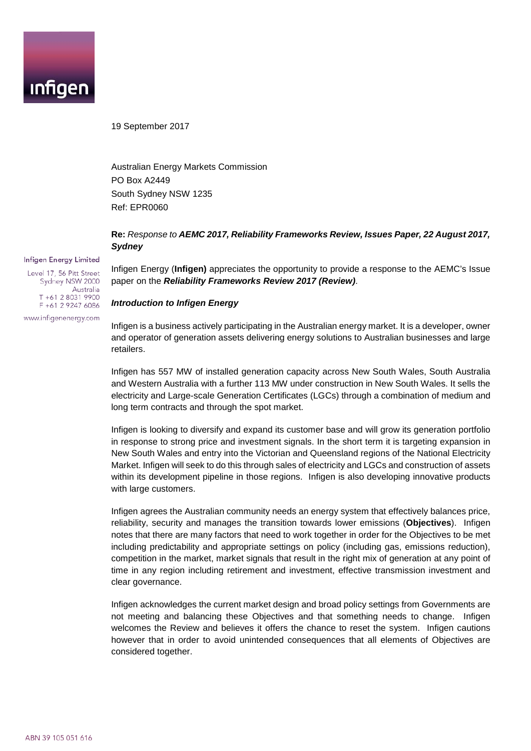infigen

19 September 2017

Australian Energy Markets Commission
PO Box A2449
South Sydney NSW 1235
Ref: EPR0060

**Re:** *Response to* ***AEMC 2017, Reliability Frameworks Review, Issues Paper, 22 August 2017, Sydney***

Infigen Energy Limited
Level 17, 56 Pitt Street
Sydney NSW 2000
Australia
T +61 2 8031 9900
F +61 2 9247 6086
www.infigenenergy.com

Infigen Energy (**Infigen)** appreciates the opportunity to provide a response to the AEMC's Issue paper on the ***Reliability Frameworks Review 2017 (Review)***.

***Introduction to Infigen Energy***

Infigen is a business actively participating in the Australian energy market. It is a developer, owner and operator of generation assets delivering energy solutions to Australian businesses and large retailers.

Infigen has 557 MW of installed generation capacity across New South Wales, South Australia and Western Australia with a further 113 MW under construction in New South Wales. It sells the electricity and Large-scale Generation Certificates (LGCs) through a combination of medium and long term contracts and through the spot market.

Infigen is looking to diversify and expand its customer base and will grow its generation portfolio in response to strong price and investment signals. In the short term it is targeting expansion in New South Wales and entry into the Victorian and Queensland regions of the National Electricity Market. Infigen will seek to do this through sales of electricity and LGCs and construction of assets within its development pipeline in those regions. Infigen is also developing innovative products with large customers.

Infigen agrees the Australian community needs an energy system that effectively balances price, reliability, security and manages the transition towards lower emissions (**Objectives**). Infigen notes that there are many factors that need to work together in order for the Objectives to be met including predictability and appropriate settings on policy (including gas, emissions reduction), competition in the market, market signals that result in the right mix of generation at any point of time in any region including retirement and investment, effective transmission investment and clear governance.

Infigen acknowledges the current market design and broad policy settings from Governments are not meeting and balancing these Objectives and that something needs to change. Infigen welcomes the Review and believes it offers the chance to reset the system. Infigen cautions however that in order to avoid unintended consequences that all elements of Objectives are considered together.

ABN 39 105 051 616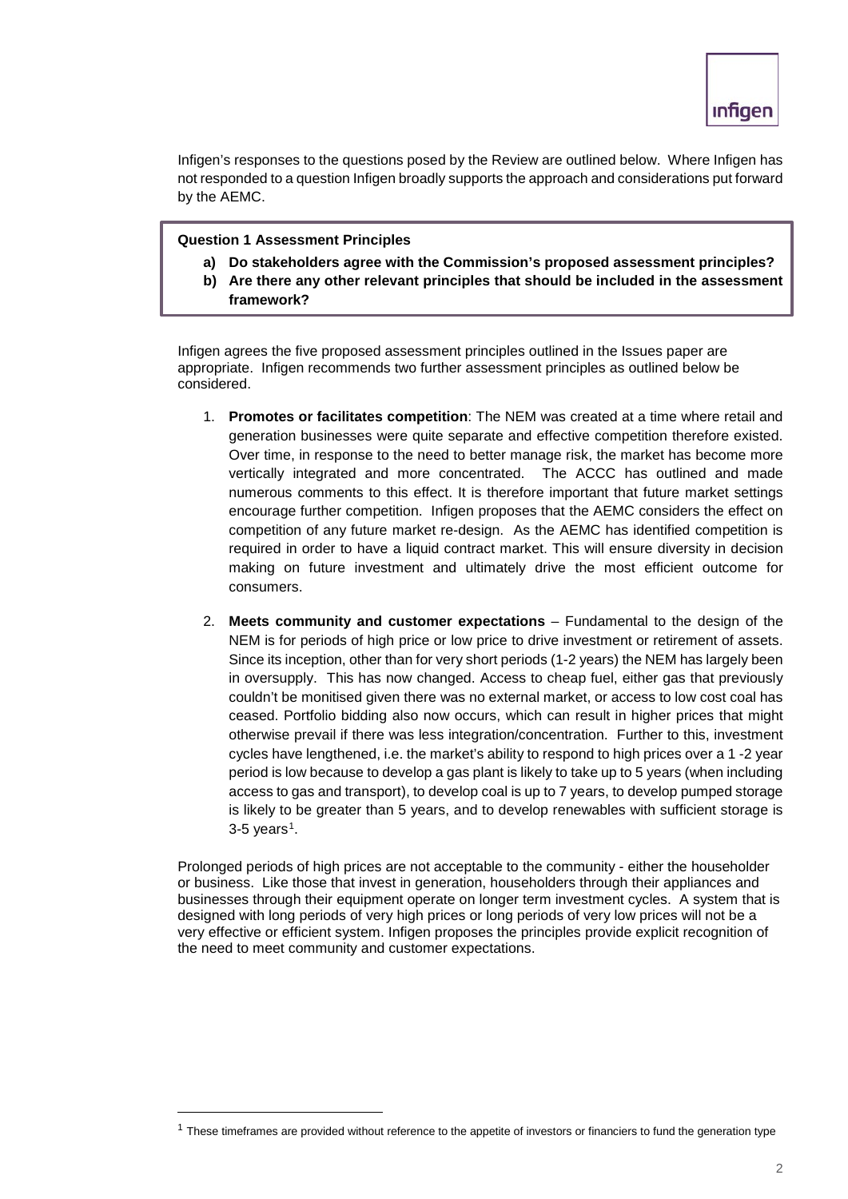Infigen's responses to the questions posed by the Review are outlined below. Where Infigen has not responded to a question Infigen broadly supports the approach and considerations put forward by the AEMC.

**Question 1 Assessment Principles**

- **a) Do stakeholders agree with the Commission's proposed assessment principles?**
- **b) Are there any other relevant principles that should be included in the assessment framework?**

Infigen agrees the five proposed assessment principles outlined in the Issues paper are appropriate. Infigen recommends two further assessment principles as outlined below be considered.

1. **Promotes or facilitates competition**: The NEM was created at a time where retail and generation businesses were quite separate and effective competition therefore existed. Over time, in response to the need to better manage risk, the market has become more vertically integrated and more concentrated. The ACCC has outlined and made numerous comments to this effect. It is therefore important that future market settings encourage further competition. Infigen proposes that the AEMC considers the effect on competition of any future market re-design. As the AEMC has identified competition is required in order to have a liquid contract market. This will ensure diversity in decision making on future investment and ultimately drive the most efficient outcome for consumers.

2. **Meets community and customer expectations** – Fundamental to the design of the NEM is for periods of high price or low price to drive investment or retirement of assets. Since its inception, other than for very short periods (1-2 years) the NEM has largely been in oversupply. This has now changed. Access to cheap fuel, either gas that previously couldn't be monitised given there was no external market, or access to low cost coal has ceased. Portfolio bidding also now occurs, which can result in higher prices that might otherwise prevail if there was less integration/concentration. Further to this, investment cycles have lengthened, i.e. the market's ability to respond to high prices over a 1 -2 year period is low because to develop a gas plant is likely to take up to 5 years (when including access to gas and transport), to develop coal is up to 7 years, to develop pumped storage is likely to be greater than 5 years, and to develop renewables with sufficient storage is 3-5 years[1].

Prolonged periods of high prices are not acceptable to the community - either the householder or business. Like those that invest in generation, householders through their appliances and businesses through their equipment operate on longer term investment cycles. A system that is designed with long periods of very high prices or long periods of very low prices will not be a very effective or efficient system. Infigen proposes the principles provide explicit recognition of the need to meet community and customer expectations.

[1] These timeframes are provided without reference to the appetite of investors or financiers to fund the generation type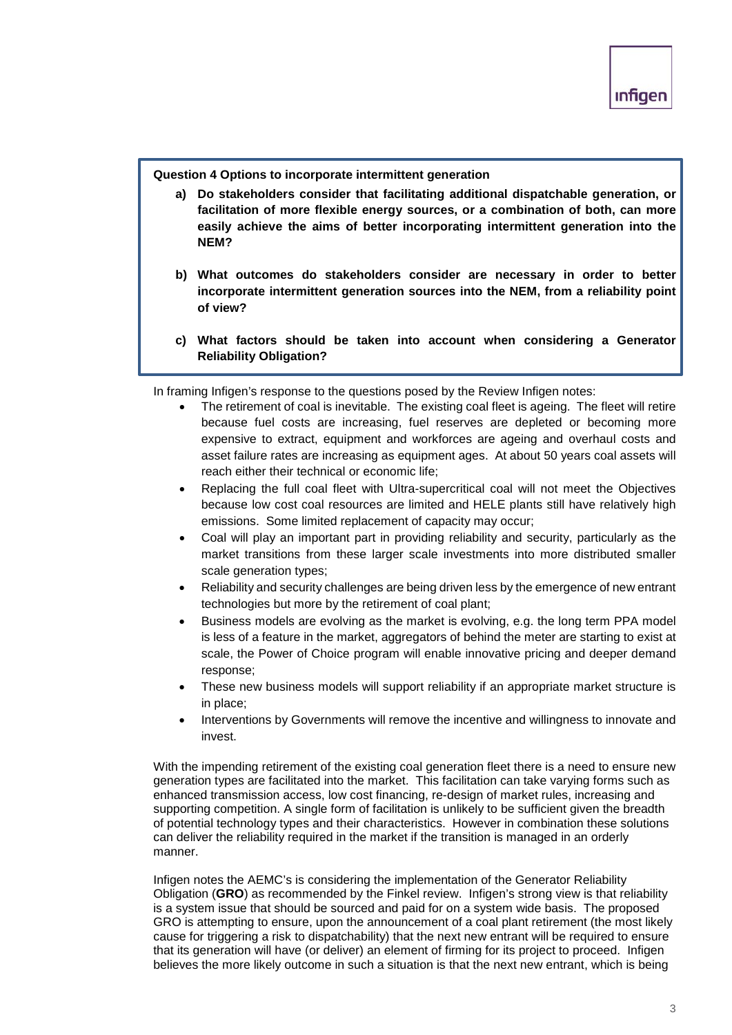**Question 4 Options to incorporate intermittent generation**

a) **Do stakeholders consider that facilitating additional dispatchable generation, or facilitation of more flexible energy sources, or a combination of both, can more easily achieve the aims of better incorporating intermittent generation into the NEM?**

b) **What outcomes do stakeholders consider are necessary in order to better incorporate intermittent generation sources into the NEM, from a reliability point of view?**

c) **What factors should be taken into account when considering a Generator Reliability Obligation?**

In framing Infigen's response to the questions posed by the Review Infigen notes:

- The retirement of coal is inevitable. The existing coal fleet is ageing. The fleet will retire because fuel costs are increasing, fuel reserves are depleted or becoming more expensive to extract, equipment and workforces are ageing and overhaul costs and asset failure rates are increasing as equipment ages. At about 50 years coal assets will reach either their technical or economic life;
- Replacing the full coal fleet with Ultra-supercritical coal will not meet the Objectives because low cost coal resources are limited and HELE plants still have relatively high emissions. Some limited replacement of capacity may occur;
- Coal will play an important part in providing reliability and security, particularly as the market transitions from these larger scale investments into more distributed smaller scale generation types;
- Reliability and security challenges are being driven less by the emergence of new entrant technologies but more by the retirement of coal plant;
- Business models are evolving as the market is evolving, e.g. the long term PPA model is less of a feature in the market, aggregators of behind the meter are starting to exist at scale, the Power of Choice program will enable innovative pricing and deeper demand response;
- These new business models will support reliability if an appropriate market structure is in place;
- Interventions by Governments will remove the incentive and willingness to innovate and invest.

With the impending retirement of the existing coal generation fleet there is a need to ensure new generation types are facilitated into the market. This facilitation can take varying forms such as enhanced transmission access, low cost financing, re-design of market rules, increasing and supporting competition. A single form of facilitation is unlikely to be sufficient given the breadth of potential technology types and their characteristics. However in combination these solutions can deliver the reliability required in the market if the transition is managed in an orderly manner.

Infigen notes the AEMC's is considering the implementation of the Generator Reliability Obligation (**GRO**) as recommended by the Finkel review. Infigen's strong view is that reliability is a system issue that should be sourced and paid for on a system wide basis. The proposed GRO is attempting to ensure, upon the announcement of a coal plant retirement (the most likely cause for triggering a risk to dispatchability) that the next new entrant will be required to ensure that its generation will have (or deliver) an element of firming for its project to proceed. Infigen believes the more likely outcome in such a situation is that the next new entrant, which is being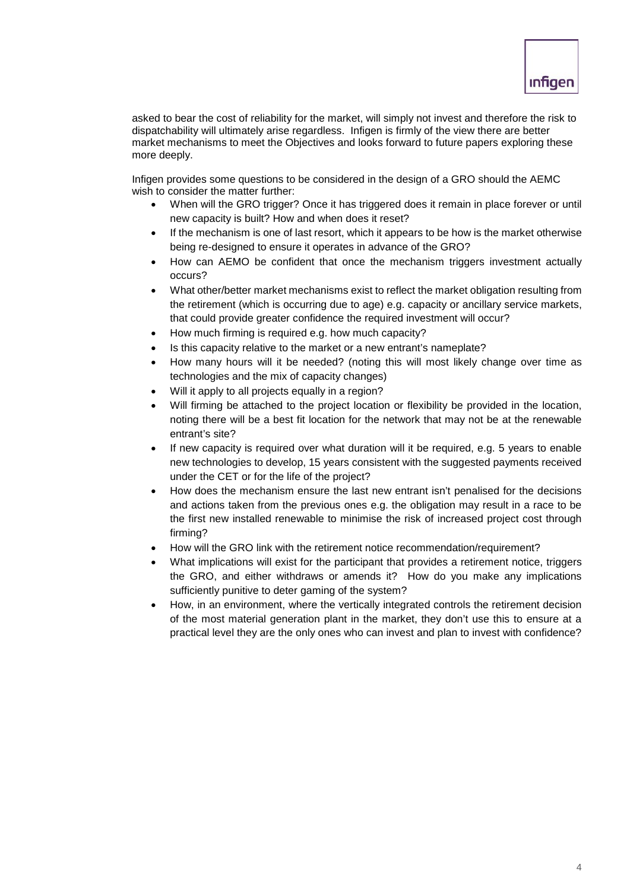asked to bear the cost of reliability for the market, will simply not invest and therefore the risk to dispatchability will ultimately arise regardless. Infigen is firmly of the view there are better market mechanisms to meet the Objectives and looks forward to future papers exploring these more deeply.

Infigen provides some questions to be considered in the design of a GRO should the AEMC wish to consider the matter further:

- When will the GRO trigger? Once it has triggered does it remain in place forever or until new capacity is built? How and when does it reset?
- If the mechanism is one of last resort, which it appears to be how is the market otherwise being re-designed to ensure it operates in advance of the GRO?
- How can AEMO be confident that once the mechanism triggers investment actually occurs?
- What other/better market mechanisms exist to reflect the market obligation resulting from the retirement (which is occurring due to age) e.g. capacity or ancillary service markets, that could provide greater confidence the required investment will occur?
- How much firming is required e.g. how much capacity?
- Is this capacity relative to the market or a new entrant's nameplate?
- How many hours will it be needed? (noting this will most likely change over time as technologies and the mix of capacity changes)
- Will it apply to all projects equally in a region?
- Will firming be attached to the project location or flexibility be provided in the location, noting there will be a best fit location for the network that may not be at the renewable entrant's site?
- If new capacity is required over what duration will it be required, e.g. 5 years to enable new technologies to develop, 15 years consistent with the suggested payments received under the CET or for the life of the project?
- How does the mechanism ensure the last new entrant isn't penalised for the decisions and actions taken from the previous ones e.g. the obligation may result in a race to be the first new installed renewable to minimise the risk of increased project cost through firming?
- How will the GRO link with the retirement notice recommendation/requirement?
- What implications will exist for the participant that provides a retirement notice, triggers the GRO, and either withdraws or amends it? How do you make any implications sufficiently punitive to deter gaming of the system?
- How, in an environment, where the vertically integrated controls the retirement decision of the most material generation plant in the market, they don't use this to ensure at a practical level they are the only ones who can invest and plan to invest with confidence?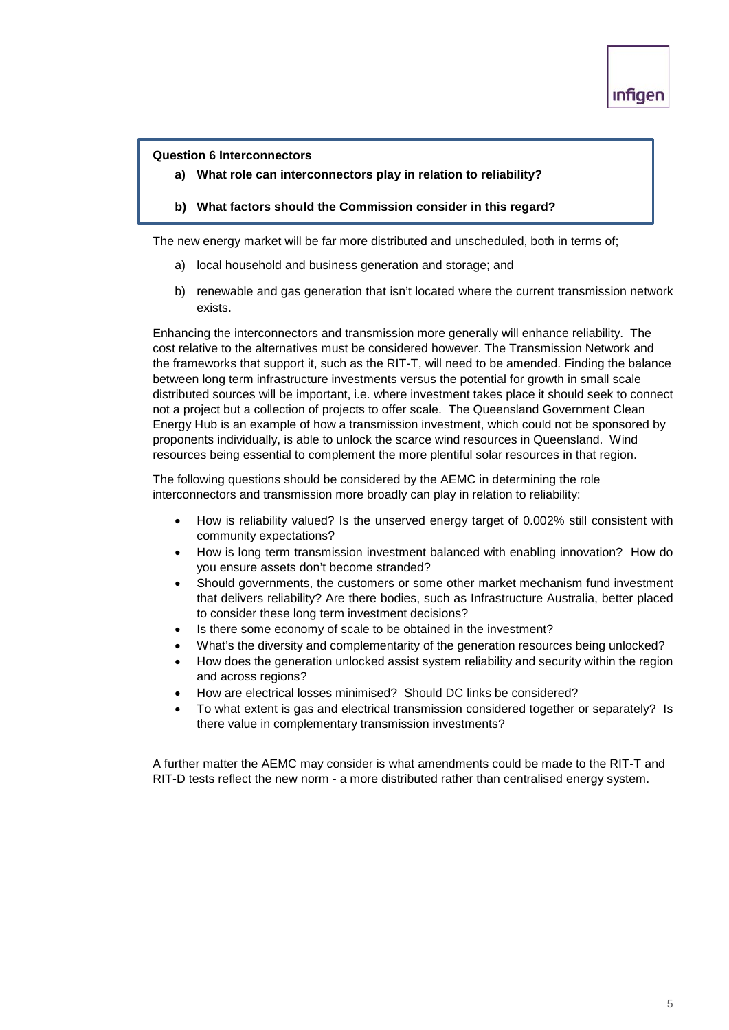**Question 6 Interconnectors**

a) **What role can interconnectors play in relation to reliability?**

b) **What factors should the Commission consider in this regard?**

The new energy market will be far more distributed and unscheduled, both in terms of;

a) local household and business generation and storage; and

b) renewable and gas generation that isn't located where the current transmission network exists.

Enhancing the interconnectors and transmission more generally will enhance reliability. The cost relative to the alternatives must be considered however. The Transmission Network and the frameworks that support it, such as the RIT-T, will need to be amended. Finding the balance between long term infrastructure investments versus the potential for growth in small scale distributed sources will be important, i.e. where investment takes place it should seek to connect not a project but a collection of projects to offer scale. The Queensland Government Clean Energy Hub is an example of how a transmission investment, which could not be sponsored by proponents individually, is able to unlock the scarce wind resources in Queensland. Wind resources being essential to complement the more plentiful solar resources in that region.

The following questions should be considered by the AEMC in determining the role interconnectors and transmission more broadly can play in relation to reliability:

- How is reliability valued? Is the unserved energy target of 0.002% still consistent with community expectations?
- How is long term transmission investment balanced with enabling innovation? How do you ensure assets don't become stranded?
- Should governments, the customers or some other market mechanism fund investment that delivers reliability? Are there bodies, such as Infrastructure Australia, better placed to consider these long term investment decisions?
- Is there some economy of scale to be obtained in the investment?
- What's the diversity and complementarity of the generation resources being unlocked?
- How does the generation unlocked assist system reliability and security within the region and across regions?
- How are electrical losses minimised? Should DC links be considered?
- To what extent is gas and electrical transmission considered together or separately? Is there value in complementary transmission investments?

A further matter the AEMC may consider is what amendments could be made to the RIT-T and RIT-D tests reflect the new norm - a more distributed rather than centralised energy system.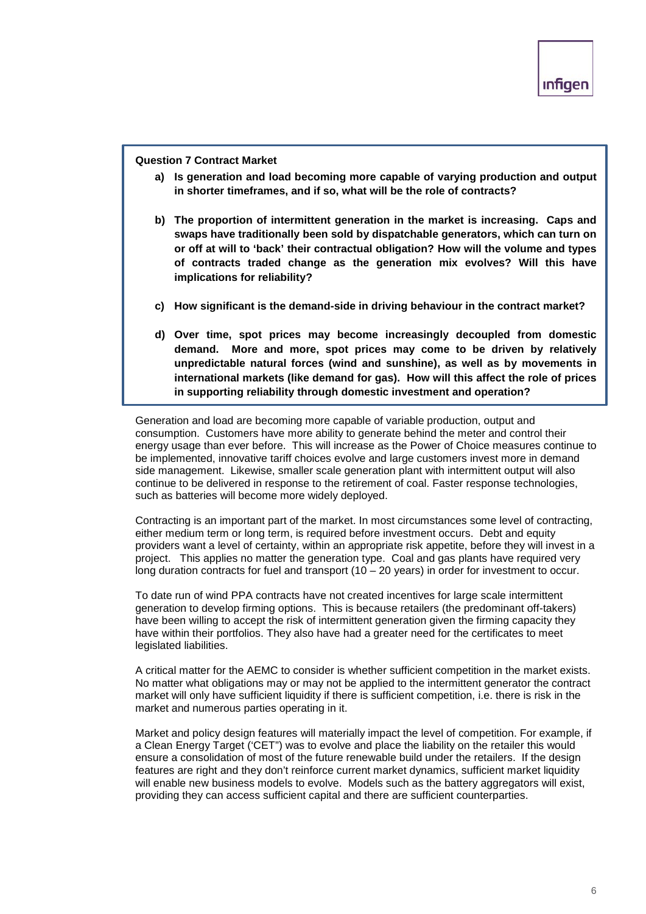**Question 7 Contract Market**

a) **Is generation and load becoming more capable of varying production and output in shorter timeframes, and if so, what will be the role of contracts?**

b) **The proportion of intermittent generation in the market is increasing. Caps and swaps have traditionally been sold by dispatchable generators, which can turn on or off at will to 'back' their contractual obligation? How will the volume and types of contracts traded change as the generation mix evolves? Will this have implications for reliability?**

c) **How significant is the demand-side in driving behaviour in the contract market?**

d) **Over time, spot prices may become increasingly decoupled from domestic demand. More and more, spot prices may come to be driven by relatively unpredictable natural forces (wind and sunshine), as well as by movements in international markets (like demand for gas). How will this affect the role of prices in supporting reliability through domestic investment and operation?**

Generation and load are becoming more capable of variable production, output and consumption. Customers have more ability to generate behind the meter and control their energy usage than ever before. This will increase as the Power of Choice measures continue to be implemented, innovative tariff choices evolve and large customers invest more in demand side management. Likewise, smaller scale generation plant with intermittent output will also continue to be delivered in response to the retirement of coal. Faster response technologies, such as batteries will become more widely deployed.

Contracting is an important part of the market. In most circumstances some level of contracting, either medium term or long term, is required before investment occurs. Debt and equity providers want a level of certainty, within an appropriate risk appetite, before they will invest in a project. This applies no matter the generation type. Coal and gas plants have required very long duration contracts for fuel and transport (10 – 20 years) in order for investment to occur.

To date run of wind PPA contracts have not created incentives for large scale intermittent generation to develop firming options. This is because retailers (the predominant off-takers) have been willing to accept the risk of intermittent generation given the firming capacity they have within their portfolios. They also have had a greater need for the certificates to meet legislated liabilities.

A critical matter for the AEMC to consider is whether sufficient competition in the market exists. No matter what obligations may or may not be applied to the intermittent generator the contract market will only have sufficient liquidity if there is sufficient competition, i.e. there is risk in the market and numerous parties operating in it.

Market and policy design features will materially impact the level of competition. For example, if a Clean Energy Target ('CET") was to evolve and place the liability on the retailer this would ensure a consolidation of most of the future renewable build under the retailers. If the design features are right and they don't reinforce current market dynamics, sufficient market liquidity will enable new business models to evolve. Models such as the battery aggregators will exist, providing they can access sufficient capital and there are sufficient counterparties.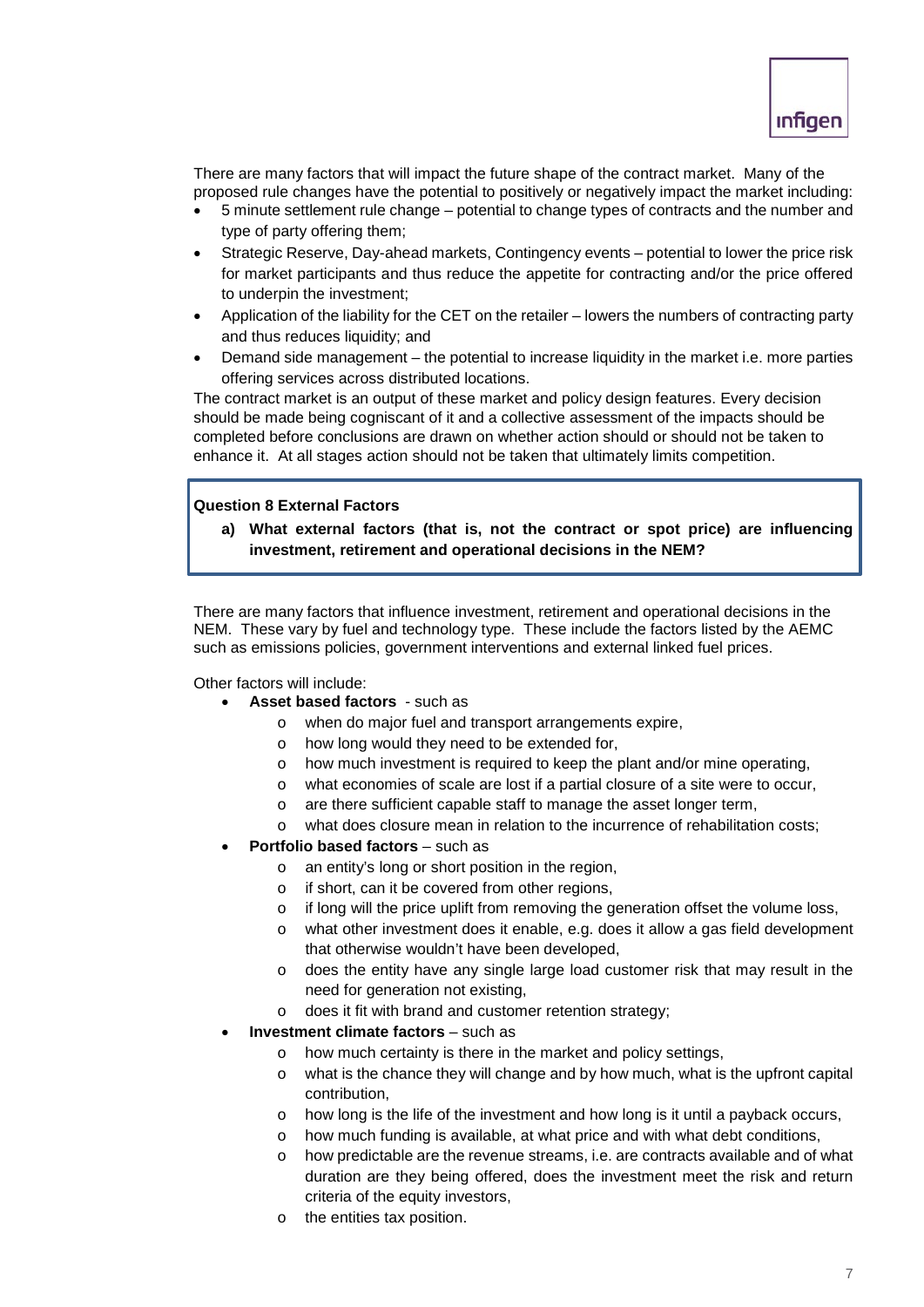There are many factors that will impact the future shape of the contract market. Many of the proposed rule changes have the potential to positively or negatively impact the market including:

- 5 minute settlement rule change – potential to change types of contracts and the number and type of party offering them;
- Strategic Reserve, Day-ahead markets, Contingency events – potential to lower the price risk for market participants and thus reduce the appetite for contracting and/or the price offered to underpin the investment;
- Application of the liability for the CET on the retailer – lowers the numbers of contracting party and thus reduces liquidity; and
- Demand side management – the potential to increase liquidity in the market i.e. more parties offering services across distributed locations.

The contract market is an output of these market and policy design features. Every decision should be made being cogniscant of it and a collective assessment of the impacts should be completed before conclusions are drawn on whether action should or should not be taken to enhance it. At all stages action should not be taken that ultimately limits competition.

**Question 8 External Factors**

**a) What external factors (that is, not the contract or spot price) are influencing investment, retirement and operational decisions in the NEM?**

There are many factors that influence investment, retirement and operational decisions in the NEM. These vary by fuel and technology type. These include the factors listed by the AEMC such as emissions policies, government interventions and external linked fuel prices.

Other factors will include:

- **Asset based factors** - such as
  - when do major fuel and transport arrangements expire,
  - how long would they need to be extended for,
  - how much investment is required to keep the plant and/or mine operating,
  - what economies of scale are lost if a partial closure of a site were to occur,
  - are there sufficient capable staff to manage the asset longer term,
  - what does closure mean in relation to the incurrence of rehabilitation costs;
- **Portfolio based factors** – such as
  - an entity's long or short position in the region,
  - if short, can it be covered from other regions,
  - if long will the price uplift from removing the generation offset the volume loss,
  - what other investment does it enable, e.g. does it allow a gas field development that otherwise wouldn't have been developed,
  - does the entity have any single large load customer risk that may result in the need for generation not existing,
  - does it fit with brand and customer retention strategy;
- **Investment climate factors** – such as
  - how much certainty is there in the market and policy settings,
  - what is the chance they will change and by how much, what is the upfront capital contribution,
  - how long is the life of the investment and how long is it until a payback occurs,
  - how much funding is available, at what price and with what debt conditions,
  - how predictable are the revenue streams, i.e. are contracts available and of what duration are they being offered, does the investment meet the risk and return criteria of the equity investors,
  - the entities tax position.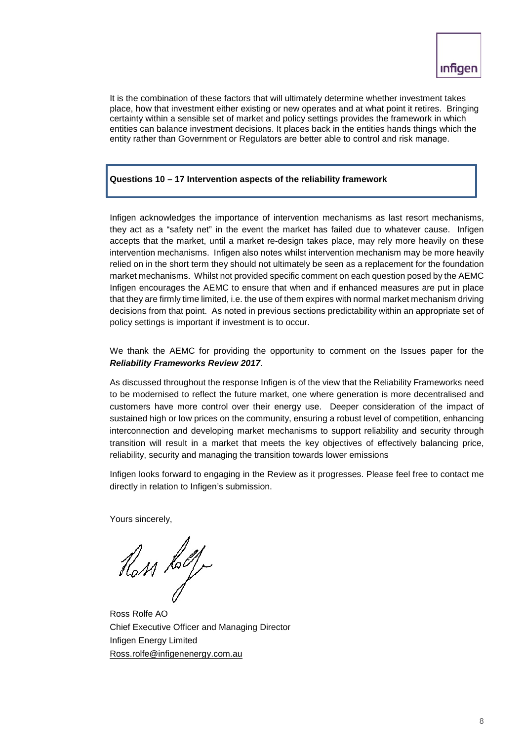It is the combination of these factors that will ultimately determine whether investment takes place, how that investment either existing or new operates and at what point it retires. Bringing certainty within a sensible set of market and policy settings provides the framework in which entities can balance investment decisions. It places back in the entities hands things which the entity rather than Government or Regulators are better able to control and risk manage.

**Questions 10 – 17 Intervention aspects of the reliability framework**

Infigen acknowledges the importance of intervention mechanisms as last resort mechanisms, they act as a "safety net" in the event the market has failed due to whatever cause. Infigen accepts that the market, until a market re-design takes place, may rely more heavily on these intervention mechanisms. Infigen also notes whilst intervention mechanism may be more heavily relied on in the short term they should not ultimately be seen as a replacement for the foundation market mechanisms. Whilst not provided specific comment on each question posed by the AEMC Infigen encourages the AEMC to ensure that when and if enhanced measures are put in place that they are firmly time limited, i.e. the use of them expires with normal market mechanism driving decisions from that point. As noted in previous sections predictability within an appropriate set of policy settings is important if investment is to occur.

We thank the AEMC for providing the opportunity to comment on the Issues paper for the ***Reliability Frameworks Review 2017***.

As discussed throughout the response Infigen is of the view that the Reliability Frameworks need to be modernised to reflect the future market, one where generation is more decentralised and customers have more control over their energy use. Deeper consideration of the impact of sustained high or low prices on the community, ensuring a robust level of competition, enhancing interconnection and developing market mechanisms to support reliability and security through transition will result in a market that meets the key objectives of effectively balancing price, reliability, security and managing the transition towards lower emissions

Infigen looks forward to engaging in the Review as it progresses. Please feel free to contact me directly in relation to Infigen's submission.

Yours sincerely,

Ross Rolfe AO
Chief Executive Officer and Managing Director
Infigen Energy Limited
Ross.rolfe@infigenenergy.com.au